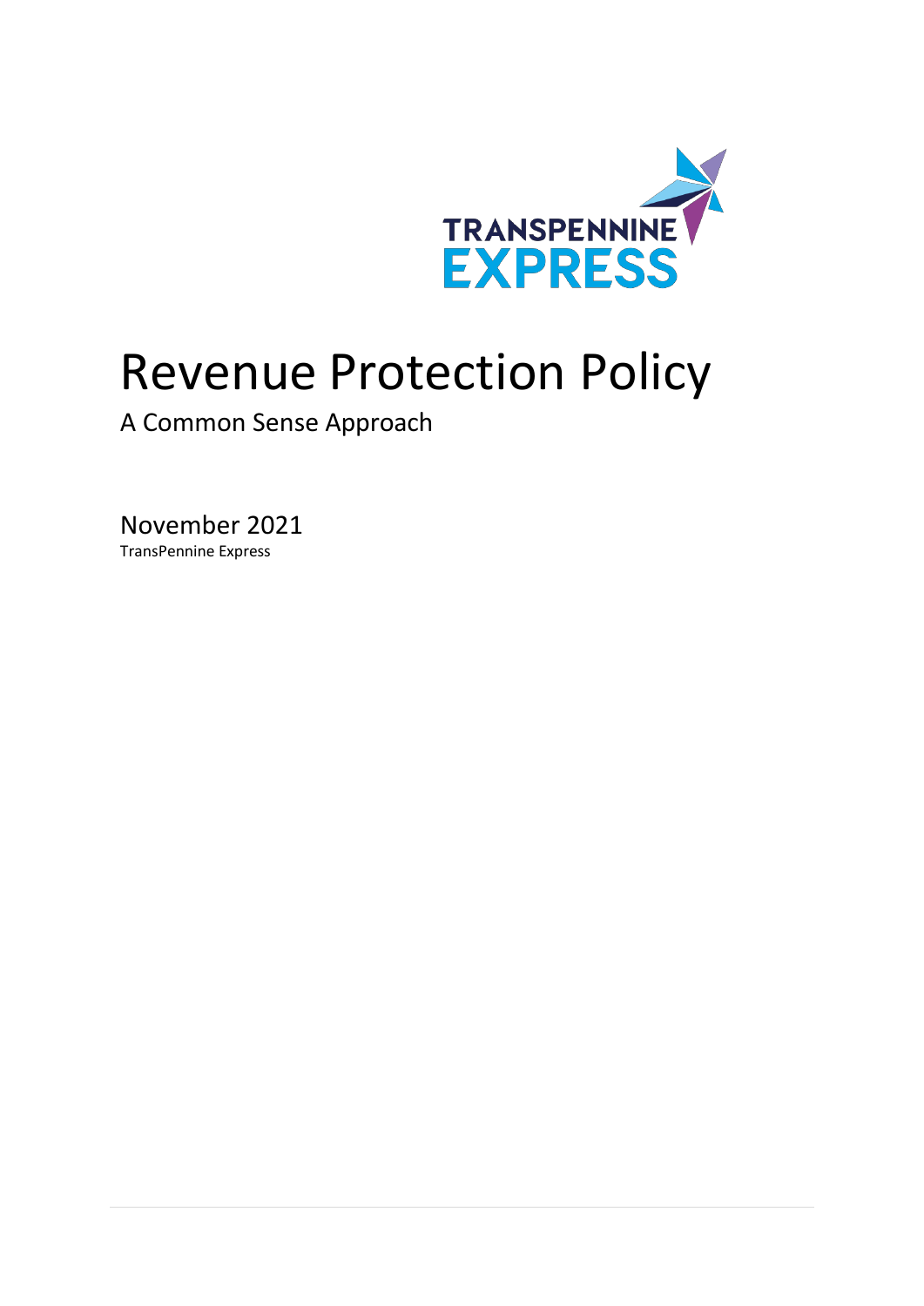# Revenue Protection Policy

A Common Sense Approach

November 2021

TransPennine Express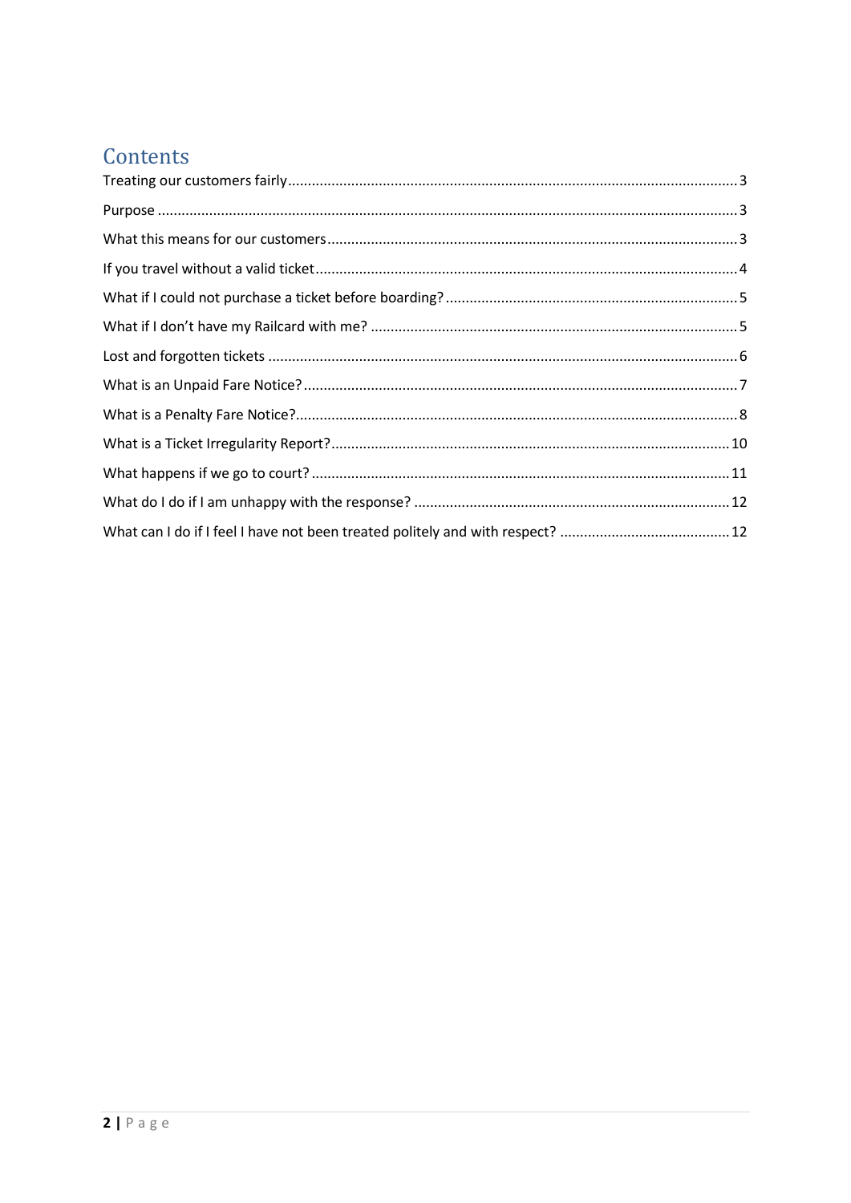# Contents

- Treating our customers fairly ... 3
- Purpose ... 3
- What this means for our customers ... 3
- If you travel without a valid ticket ... 4
- What if I could not purchase a ticket before boarding? ... 5
- What if I don't have my Railcard with me? ... 5
- Lost and forgotten tickets ... 6
- What is an Unpaid Fare Notice? ... 7
- What is a Penalty Fare Notice? ... 8
- What is a Ticket Irregularity Report? ... 10
- What happens if we go to court? ... 11
- What do I do if I am unhappy with the response? ... 12
- What can I do if I feel I have not been treated politely and with respect? ... 12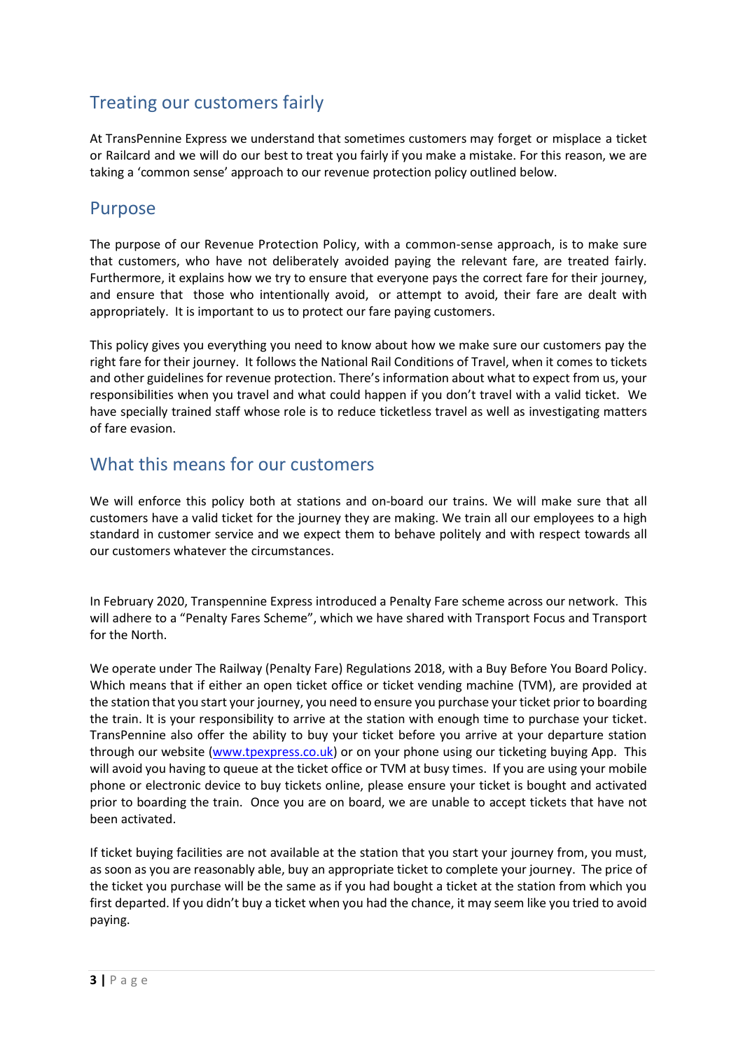## Treating our customers fairly

At TransPennine Express we understand that sometimes customers may forget or misplace a ticket or Railcard and we will do our best to treat you fairly if you make a mistake. For this reason, we are taking a 'common sense' approach to our revenue protection policy outlined below.

## Purpose

The purpose of our Revenue Protection Policy, with a common-sense approach, is to make sure that customers, who have not deliberately avoided paying the relevant fare, are treated fairly. Furthermore, it explains how we try to ensure that everyone pays the correct fare for their journey, and ensure that those who intentionally avoid, or attempt to avoid, their fare are dealt with appropriately. It is important to us to protect our fare paying customers.

This policy gives you everything you need to know about how we make sure our customers pay the right fare for their journey. It follows the National Rail Conditions of Travel, when it comes to tickets and other guidelines for revenue protection. There's information about what to expect from us, your responsibilities when you travel and what could happen if you don't travel with a valid ticket. We have specially trained staff whose role is to reduce ticketless travel as well as investigating matters of fare evasion.

## What this means for our customers

We will enforce this policy both at stations and on-board our trains. We will make sure that all customers have a valid ticket for the journey they are making. We train all our employees to a high standard in customer service and we expect them to behave politely and with respect towards all our customers whatever the circumstances.

In February 2020, Transpennine Express introduced a Penalty Fare scheme across our network. This will adhere to a "Penalty Fares Scheme", which we have shared with Transport Focus and Transport for the North.

We operate under The Railway (Penalty Fare) Regulations 2018, with a Buy Before You Board Policy. Which means that if either an open ticket office or ticket vending machine (TVM), are provided at the station that you start your journey, you need to ensure you purchase your ticket prior to boarding the train. It is your responsibility to arrive at the station with enough time to purchase your ticket. TransPennine also offer the ability to buy your ticket before you arrive at your departure station through our website ([www.tpexpress.co.uk](www.tpexpress.co.uk)) or on your phone using our ticketing buying App. This will avoid you having to queue at the ticket office or TVM at busy times. If you are using your mobile phone or electronic device to buy tickets online, please ensure your ticket is bought and activated prior to boarding the train. Once you are on board, we are unable to accept tickets that have not been activated.

If ticket buying facilities are not available at the station that you start your journey from, you must, as soon as you are reasonably able, buy an appropriate ticket to complete your journey. The price of the ticket you purchase will be the same as if you had bought a ticket at the station from which you first departed. If you didn't buy a ticket when you had the chance, it may seem like you tried to avoid paying.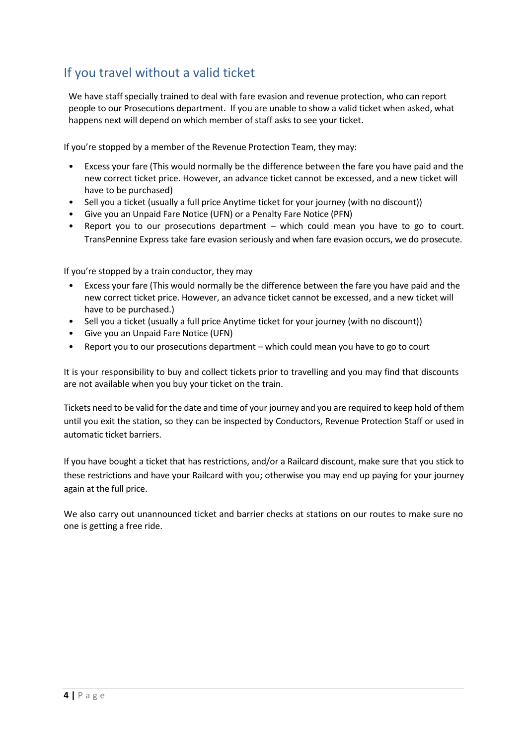## If you travel without a valid ticket

We have staff specially trained to deal with fare evasion and revenue protection, who can report people to our Prosecutions department. If you are unable to show a valid ticket when asked, what happens next will depend on which member of staff asks to see your ticket.

If you're stopped by a member of the Revenue Protection Team, they may:

- Excess your fare (This would normally be the difference between the fare you have paid and the new correct ticket price. However, an advance ticket cannot be excessed, and a new ticket will have to be purchased)
- Sell you a ticket (usually a full price Anytime ticket for your journey (with no discount))
- Give you an Unpaid Fare Notice (UFN) or a Penalty Fare Notice (PFN)
- Report you to our prosecutions department – which could mean you have to go to court. TransPennine Express take fare evasion seriously and when fare evasion occurs, we do prosecute.

If you're stopped by a train conductor, they may

- Excess your fare (This would normally be the difference between the fare you have paid and the new correct ticket price. However, an advance ticket cannot be excessed, and a new ticket will have to be purchased.)
- Sell you a ticket (usually a full price Anytime ticket for your journey (with no discount))
- Give you an Unpaid Fare Notice (UFN)
- Report you to our prosecutions department – which could mean you have to go to court

It is your responsibility to buy and collect tickets prior to travelling and you may find that discounts are not available when you buy your ticket on the train.

Tickets need to be valid for the date and time of your journey and you are required to keep hold of them until you exit the station, so they can be inspected by Conductors, Revenue Protection Staff or used in automatic ticket barriers.

If you have bought a ticket that has restrictions, and/or a Railcard discount, make sure that you stick to these restrictions and have your Railcard with you; otherwise you may end up paying for your journey again at the full price.

We also carry out unannounced ticket and barrier checks at stations on our routes to make sure no one is getting a free ride.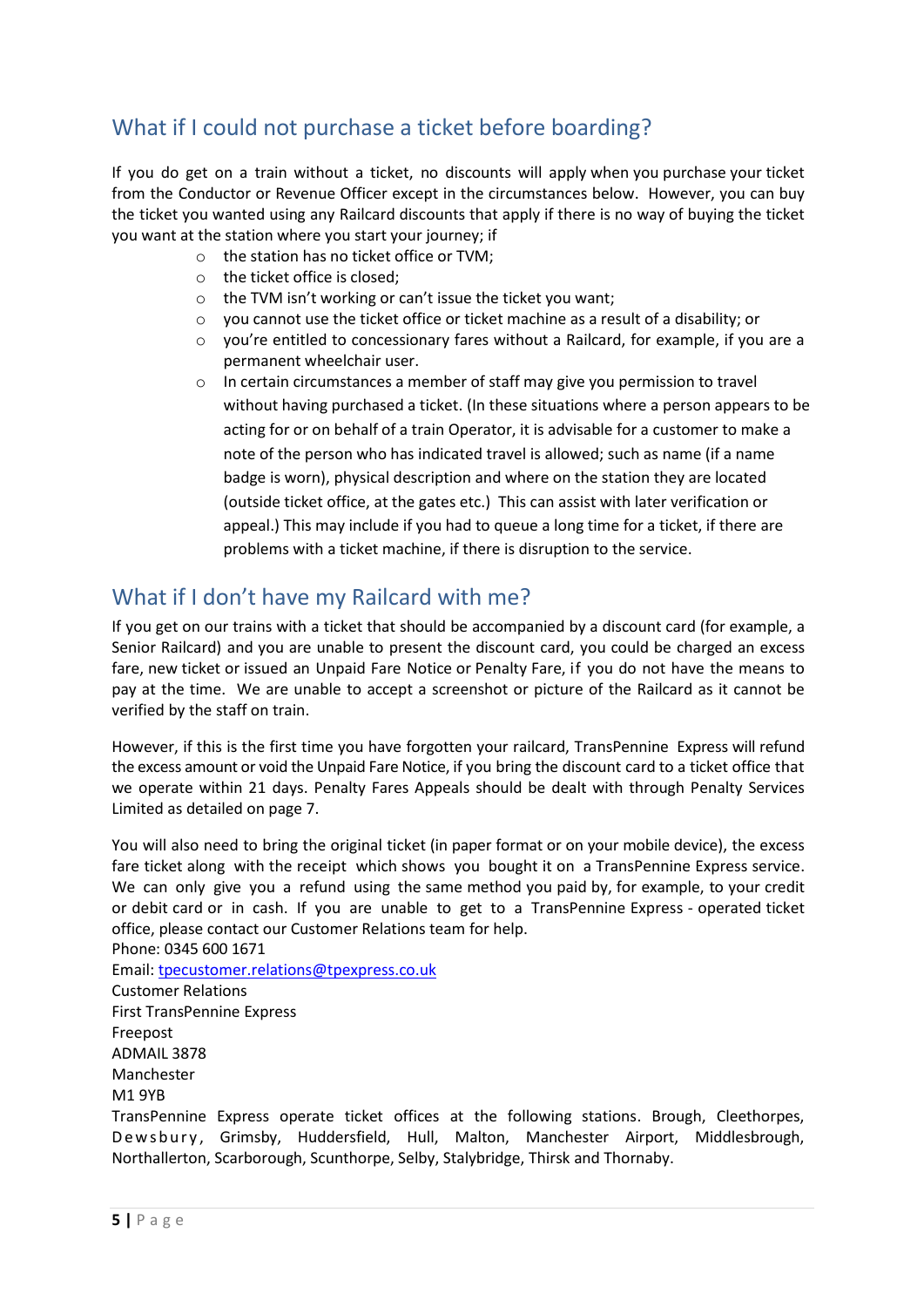## What if I could not purchase a ticket before boarding?

If you do get on a train without a ticket, no discounts will apply when you purchase your ticket from the Conductor or Revenue Officer except in the circumstances below. However, you can buy the ticket you wanted using any Railcard discounts that apply if there is no way of buying the ticket you want at the station where you start your journey; if

- the station has no ticket office or TVM;
- the ticket office is closed;
- the TVM isn't working or can't issue the ticket you want;
- you cannot use the ticket office or ticket machine as a result of a disability; or
- you're entitled to concessionary fares without a Railcard, for example, if you are a permanent wheelchair user.
- In certain circumstances a member of staff may give you permission to travel without having purchased a ticket. (In these situations where a person appears to be acting for or on behalf of a train Operator, it is advisable for a customer to make a note of the person who has indicated travel is allowed; such as name (if a name badge is worn), physical description and where on the station they are located (outside ticket office, at the gates etc.) This can assist with later verification or appeal.) This may include if you had to queue a long time for a ticket, if there are problems with a ticket machine, if there is disruption to the service.

## What if I don't have my Railcard with me?

If you get on our trains with a ticket that should be accompanied by a discount card (for example, a Senior Railcard) and you are unable to present the discount card, you could be charged an excess fare, new ticket or issued an Unpaid Fare Notice or Penalty Fare, if you do not have the means to pay at the time. We are unable to accept a screenshot or picture of the Railcard as it cannot be verified by the staff on train.

However, if this is the first time you have forgotten your railcard, TransPennine Express will refund the excess amount or void the Unpaid Fare Notice, if you bring the discount card to a ticket office that we operate within 21 days. Penalty Fares Appeals should be dealt with through Penalty Services Limited as detailed on page 7.

You will also need to bring the original ticket (in paper format or on your mobile device), the excess fare ticket along with the receipt which shows you bought it on a TransPennine Express service. We can only give you a refund using the same method you paid by, for example, to your credit or debit card or in cash. If you are unable to get to a TransPennine Express - operated ticket office, please contact our Customer Relations team for help.

Phone: 0345 600 1671
Email: tpecustomer.relations@tpexpress.co.uk
Customer Relations
First TransPennine Express
Freepost
ADMAIL 3878
Manchester
M1 9YB

TransPennine Express operate ticket offices at the following stations. Brough, Cleethorpes, Dewsbury, Grimsby, Huddersfield, Hull, Malton, Manchester Airport, Middlesbrough, Northallerton, Scarborough, Scunthorpe, Selby, Stalybridge, Thirsk and Thornaby.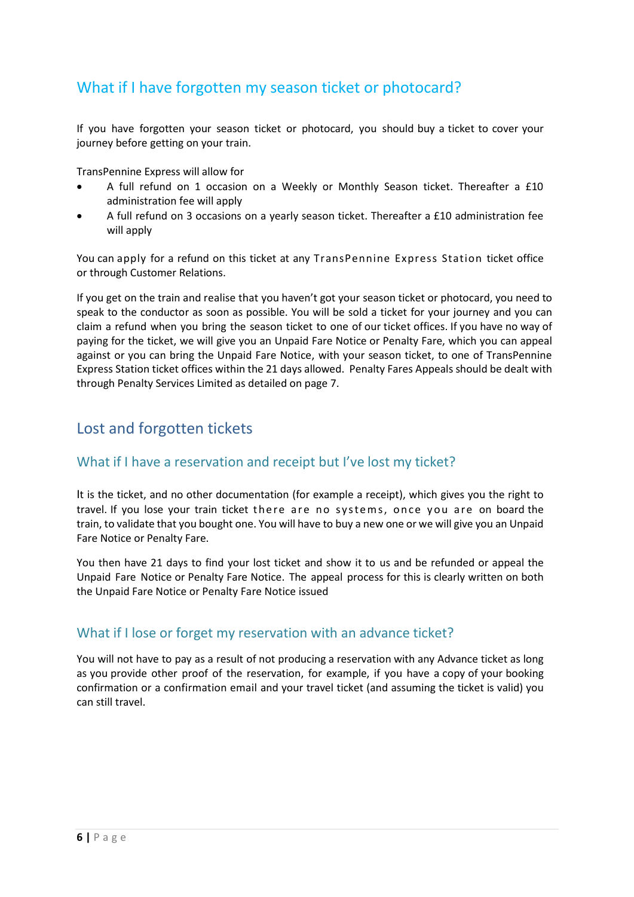## What if I have forgotten my season ticket or photocard?

If you have forgotten your season ticket or photocard, you should buy a ticket to cover your journey before getting on your train.

TransPennine Express will allow for

- A full refund on 1 occasion on a Weekly or Monthly Season ticket. Thereafter a £10 administration fee will apply
- A full refund on 3 occasions on a yearly season ticket. Thereafter a £10 administration fee will apply

You can apply for a refund on this ticket at any TransPennine Express Station ticket office or through Customer Relations.

If you get on the train and realise that you haven't got your season ticket or photocard, you need to speak to the conductor as soon as possible. You will be sold a ticket for your journey and you can claim a refund when you bring the season ticket to one of our ticket offices. If you have no way of paying for the ticket, we will give you an Unpaid Fare Notice or Penalty Fare, which you can appeal against or you can bring the Unpaid Fare Notice, with your season ticket, to one of TransPennine Express Station ticket offices within the 21 days allowed. Penalty Fares Appeals should be dealt with through Penalty Services Limited as detailed on page 7.

## Lost and forgotten tickets

### What if I have a reservation and receipt but I've lost my ticket?

It is the ticket, and no other documentation (for example a receipt), which gives you the right to travel. If you lose your train ticket there are no systems, once you are on board the train, to validate that you bought one. You will have to buy a new one or we will give you an Unpaid Fare Notice or Penalty Fare.

You then have 21 days to find your lost ticket and show it to us and be refunded or appeal the Unpaid Fare Notice or Penalty Fare Notice. The appeal process for this is clearly written on both the Unpaid Fare Notice or Penalty Fare Notice issued

### What if I lose or forget my reservation with an advance ticket?

You will not have to pay as a result of not producing a reservation with any Advance ticket as long as you provide other proof of the reservation, for example, if you have a copy of your booking confirmation or a confirmation email and your travel ticket (and assuming the ticket is valid) you can still travel.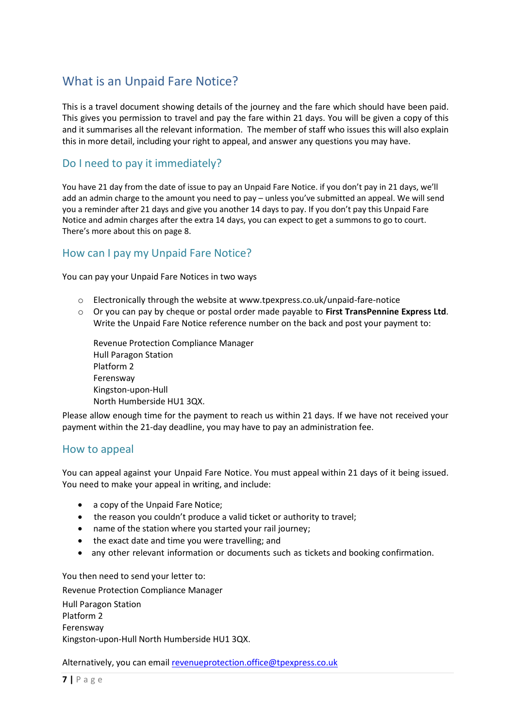## What is an Unpaid Fare Notice?

This is a travel document showing details of the journey and the fare which should have been paid. This gives you permission to travel and pay the fare within 21 days. You will be given a copy of this and it summarises all the relevant information. The member of staff who issues this will also explain this in more detail, including your right to appeal, and answer any questions you may have.

### Do I need to pay it immediately?

You have 21 day from the date of issue to pay an Unpaid Fare Notice. if you don't pay in 21 days, we'll add an admin charge to the amount you need to pay – unless you've submitted an appeal. We will send you a reminder after 21 days and give you another 14 days to pay. If you don't pay this Unpaid Fare Notice and admin charges after the extra 14 days, you can expect to get a summons to go to court. There's more about this on page 8.

### How can I pay my Unpaid Fare Notice?

You can pay your Unpaid Fare Notices in two ways

- Electronically through the website at www.tpexpress.co.uk/unpaid-fare-notice
- Or you can pay by cheque or postal order made payable to **First TransPennine Express Ltd**. Write the Unpaid Fare Notice reference number on the back and post your payment to:

  Revenue Protection Compliance Manager
  Hull Paragon Station
  Platform 2
  Ferensway
  Kingston-upon-Hull
  North Humberside HU1 3QX.

Please allow enough time for the payment to reach us within 21 days. If we have not received your payment within the 21-day deadline, you may have to pay an administration fee.

### How to appeal

You can appeal against your Unpaid Fare Notice. You must appeal within 21 days of it being issued. You need to make your appeal in writing, and include:

- a copy of the Unpaid Fare Notice;
- the reason you couldn't produce a valid ticket or authority to travel;
- name of the station where you started your rail journey;
- the exact date and time you were travelling; and
- any other relevant information or documents such as tickets and booking confirmation.

You then need to send your letter to:

Revenue Protection Compliance Manager
Hull Paragon Station
Platform 2
Ferensway
Kingston-upon-Hull North Humberside HU1 3QX.

Alternatively, you can email revenueprotection.office@tpexpress.co.uk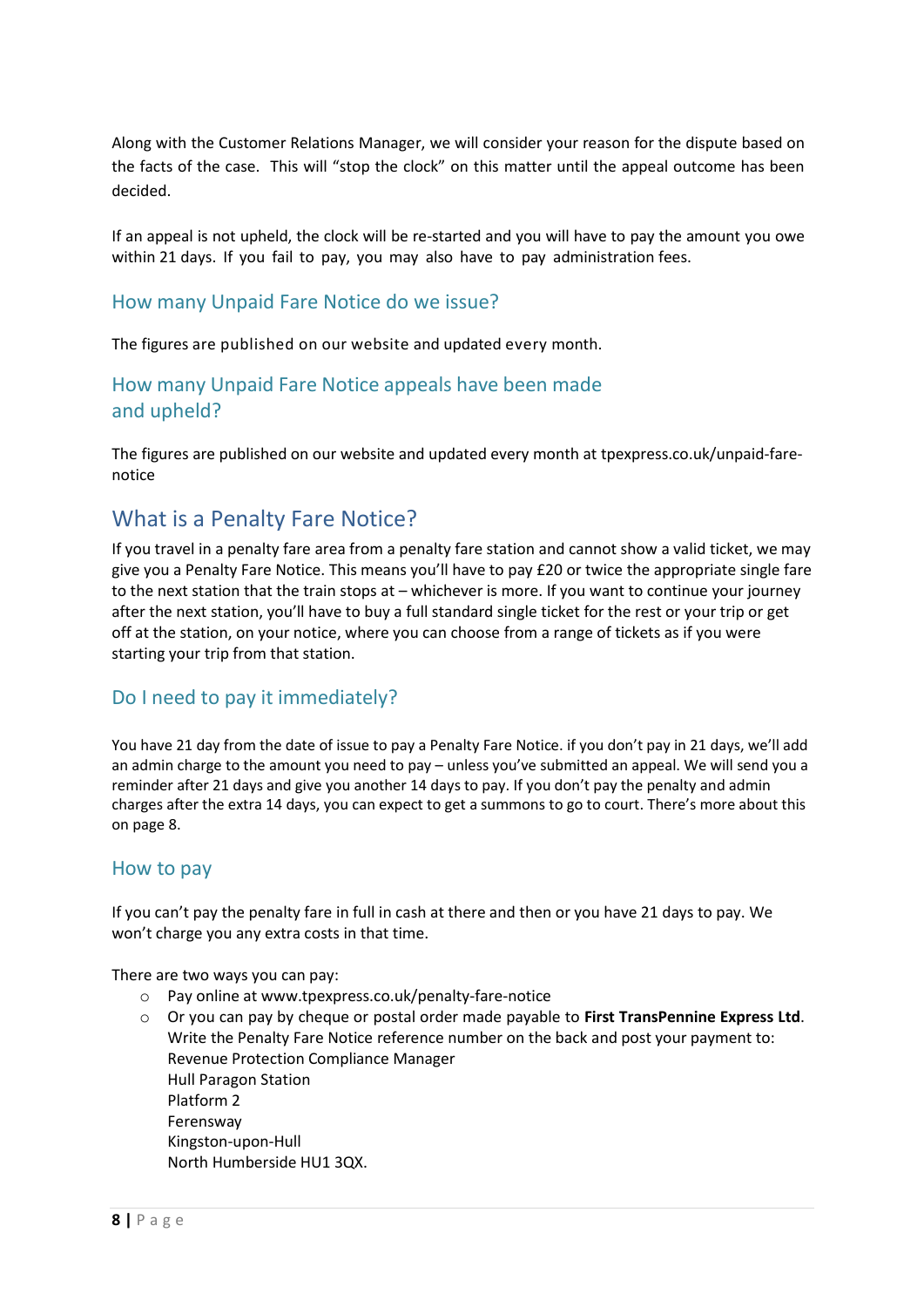Along with the Customer Relations Manager, we will consider your reason for the dispute based on the facts of the case. This will "stop the clock" on this matter until the appeal outcome has been decided.

If an appeal is not upheld, the clock will be re-started and you will have to pay the amount you owe within 21 days. If you fail to pay, you may also have to pay administration fees.

### How many Unpaid Fare Notice do we issue?

The figures are published on our website and updated every month.

### How many Unpaid Fare Notice appeals have been made and upheld?

The figures are published on our website and updated every month at tpexpress.co.uk/unpaid-fare-notice

## What is a Penalty Fare Notice?

If you travel in a penalty fare area from a penalty fare station and cannot show a valid ticket, we may give you a Penalty Fare Notice. This means you'll have to pay £20 or twice the appropriate single fare to the next station that the train stops at – whichever is more. If you want to continue your journey after the next station, you'll have to buy a full standard single ticket for the rest or your trip or get off at the station, on your notice, where you can choose from a range of tickets as if you were starting your trip from that station.

### Do I need to pay it immediately?

You have 21 day from the date of issue to pay a Penalty Fare Notice. if you don't pay in 21 days, we'll add an admin charge to the amount you need to pay – unless you've submitted an appeal. We will send you a reminder after 21 days and give you another 14 days to pay. If you don't pay the penalty and admin charges after the extra 14 days, you can expect to get a summons to go to court. There's more about this on page 8.

### How to pay

If you can't pay the penalty fare in full in cash at there and then or you have 21 days to pay. We won't charge you any extra costs in that time.

There are two ways you can pay:

- Pay online at www.tpexpress.co.uk/penalty-fare-notice
- Or you can pay by cheque or postal order made payable to **First TransPennine Express Ltd**. Write the Penalty Fare Notice reference number on the back and post your payment to:
  Revenue Protection Compliance Manager
  Hull Paragon Station
  Platform 2
  Ferensway
  Kingston-upon-Hull
  North Humberside HU1 3QX.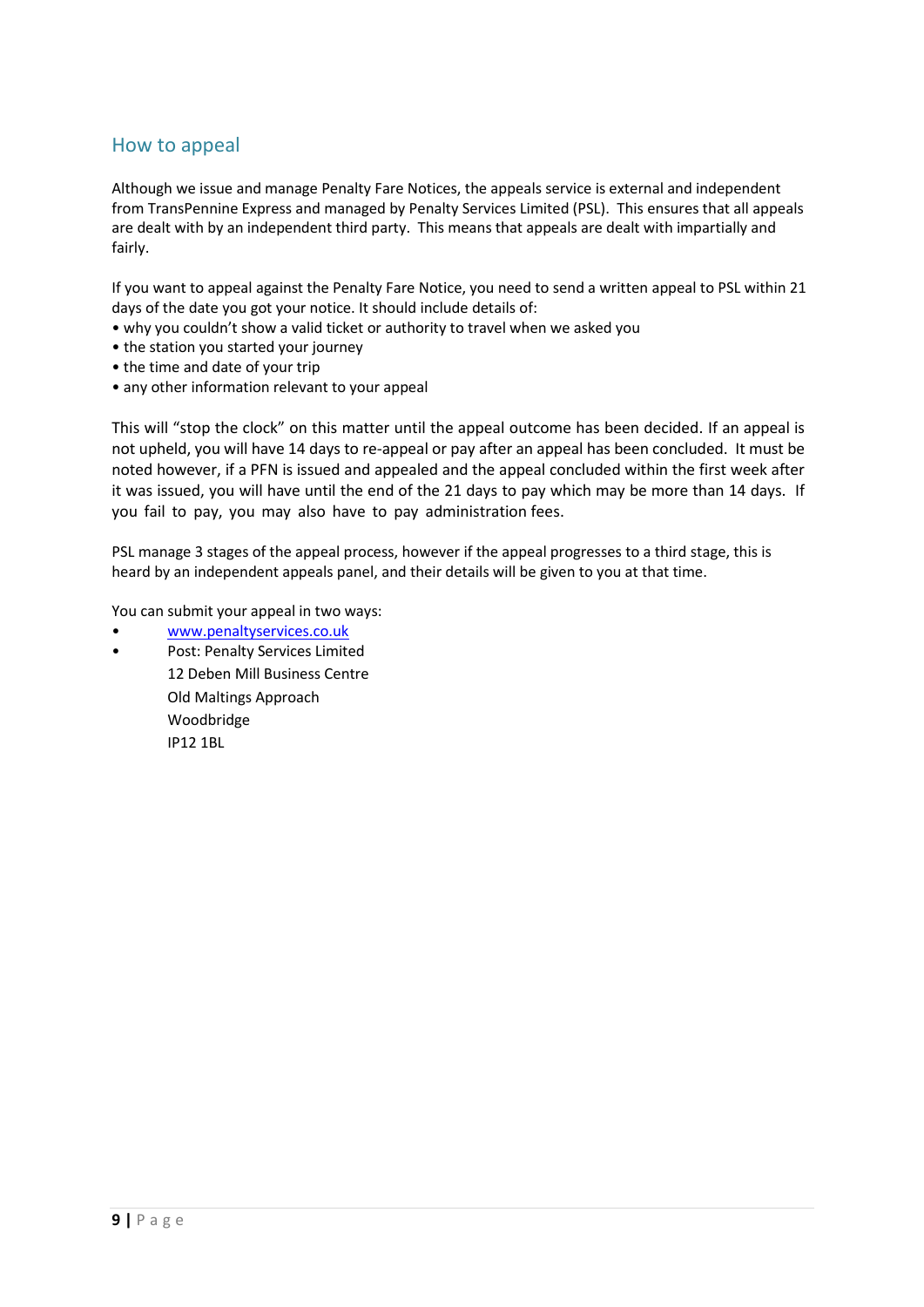## How to appeal

Although we issue and manage Penalty Fare Notices, the appeals service is external and independent from TransPennine Express and managed by Penalty Services Limited (PSL). This ensures that all appeals are dealt with by an independent third party. This means that appeals are dealt with impartially and fairly.

If you want to appeal against the Penalty Fare Notice, you need to send a written appeal to PSL within 21 days of the date you got your notice. It should include details of:

- why you couldn't show a valid ticket or authority to travel when we asked you
- the station you started your journey
- the time and date of your trip
- any other information relevant to your appeal

This will "stop the clock" on this matter until the appeal outcome has been decided. If an appeal is not upheld, you will have 14 days to re-appeal or pay after an appeal has been concluded. It must be noted however, if a PFN is issued and appealed and the appeal concluded within the first week after it was issued, you will have until the end of the 21 days to pay which may be more than 14 days. If you fail to pay, you may also have to pay administration fees.

PSL manage 3 stages of the appeal process, however if the appeal progresses to a third stage, this is heard by an independent appeals panel, and their details will be given to you at that time.

You can submit your appeal in two ways:

- www.penaltyservices.co.uk
- Post: Penalty Services Limited
  12 Deben Mill Business Centre
  Old Maltings Approach
  Woodbridge
  IP12 1BL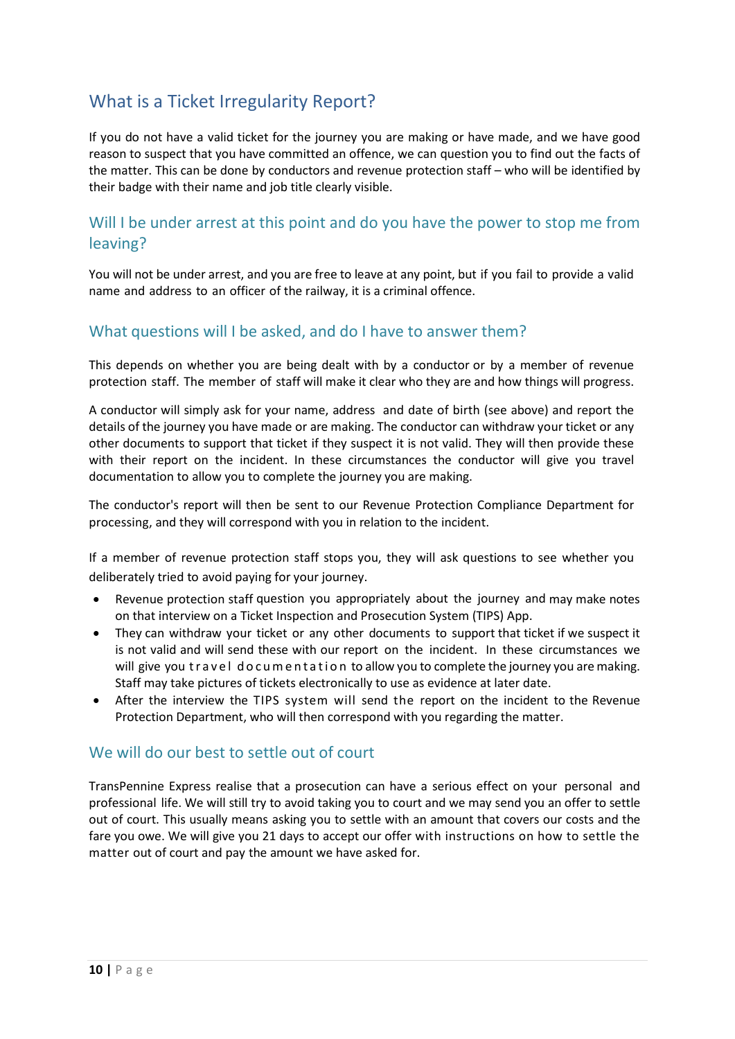## What is a Ticket Irregularity Report?

If you do not have a valid ticket for the journey you are making or have made, and we have good reason to suspect that you have committed an offence, we can question you to find out the facts of the matter. This can be done by conductors and revenue protection staff – who will be identified by their badge with their name and job title clearly visible.

### Will I be under arrest at this point and do you have the power to stop me from leaving?

You will not be under arrest, and you are free to leave at any point, but if you fail to provide a valid name and address to an officer of the railway, it is a criminal offence.

### What questions will I be asked, and do I have to answer them?

This depends on whether you are being dealt with by a conductor or by a member of revenue protection staff. The member of staff will make it clear who they are and how things will progress.

A conductor will simply ask for your name, address and date of birth (see above) and report the details of the journey you have made or are making. The conductor can withdraw your ticket or any other documents to support that ticket if they suspect it is not valid. They will then provide these with their report on the incident. In these circumstances the conductor will give you travel documentation to allow you to complete the journey you are making.

The conductor's report will then be sent to our Revenue Protection Compliance Department for processing, and they will correspond with you in relation to the incident.

If a member of revenue protection staff stops you, they will ask questions to see whether you deliberately tried to avoid paying for your journey.

- Revenue protection staff question you appropriately about the journey and may make notes on that interview on a Ticket Inspection and Prosecution System (TIPS) App.
- They can withdraw your ticket or any other documents to support that ticket if we suspect it is not valid and will send these with our report on the incident. In these circumstances we will give you travel documentation to allow you to complete the journey you are making. Staff may take pictures of tickets electronically to use as evidence at later date.
- After the interview the TIPS system will send the report on the incident to the Revenue Protection Department, who will then correspond with you regarding the matter.

### We will do our best to settle out of court

TransPennine Express realise that a prosecution can have a serious effect on your personal and professional life. We will still try to avoid taking you to court and we may send you an offer to settle out of court. This usually means asking you to settle with an amount that covers our costs and the fare you owe. We will give you 21 days to accept our offer with instructions on how to settle the matter out of court and pay the amount we have asked for.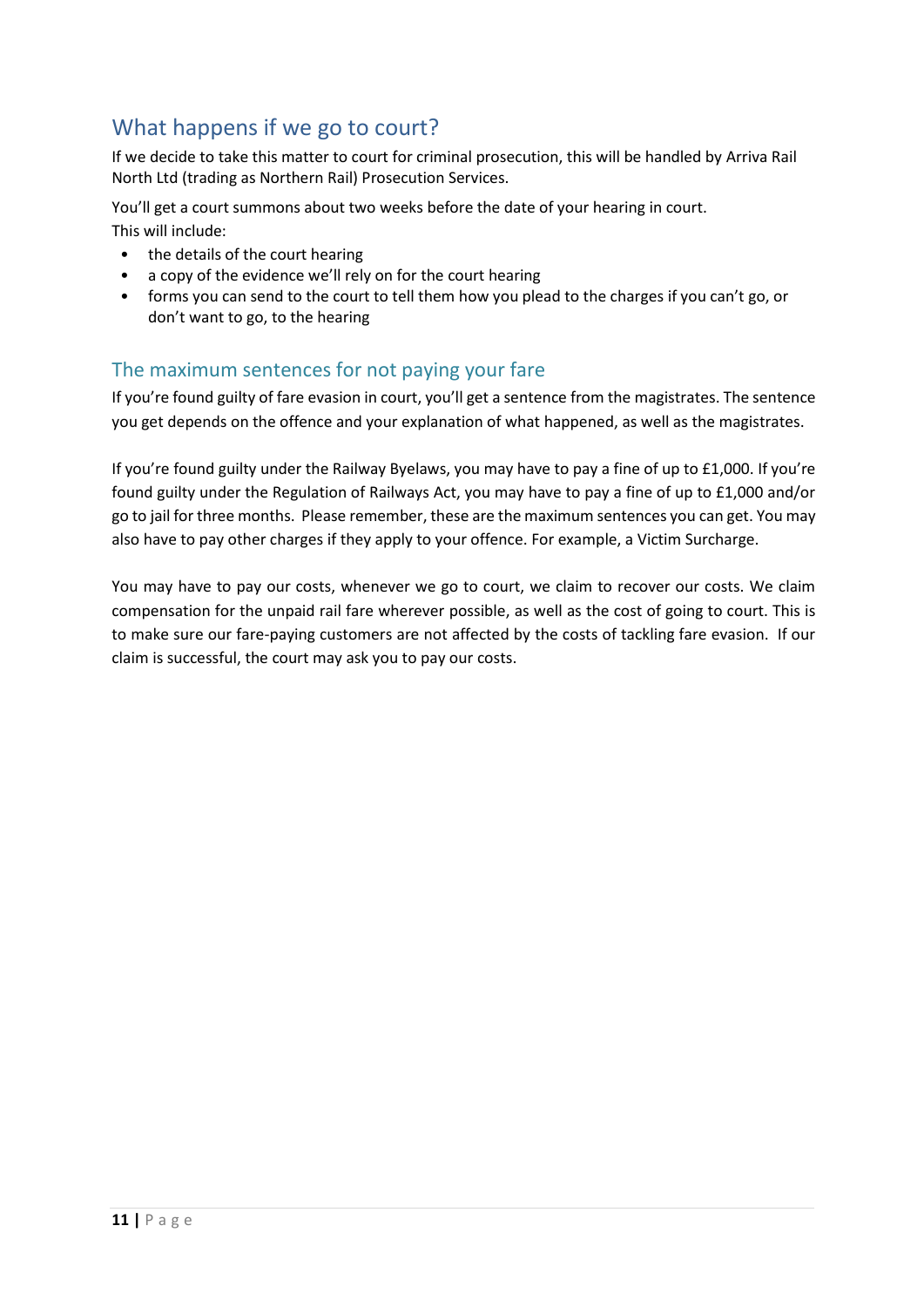## What happens if we go to court?

If we decide to take this matter to court for criminal prosecution, this will be handled by Arriva Rail North Ltd (trading as Northern Rail) Prosecution Services.

You'll get a court summons about two weeks before the date of your hearing in court.
This will include:

- the details of the court hearing
- a copy of the evidence we'll rely on for the court hearing
- forms you can send to the court to tell them how you plead to the charges if you can't go, or don't want to go, to the hearing

### The maximum sentences for not paying your fare

If you're found guilty of fare evasion in court, you'll get a sentence from the magistrates. The sentence you get depends on the offence and your explanation of what happened, as well as the magistrates.

If you're found guilty under the Railway Byelaws, you may have to pay a fine of up to £1,000. If you're found guilty under the Regulation of Railways Act, you may have to pay a fine of up to £1,000 and/or go to jail for three months. Please remember, these are the maximum sentences you can get. You may also have to pay other charges if they apply to your offence. For example, a Victim Surcharge.

You may have to pay our costs, whenever we go to court, we claim to recover our costs. We claim compensation for the unpaid rail fare wherever possible, as well as the cost of going to court. This is to make sure our fare-paying customers are not affected by the costs of tackling fare evasion. If our claim is successful, the court may ask you to pay our costs.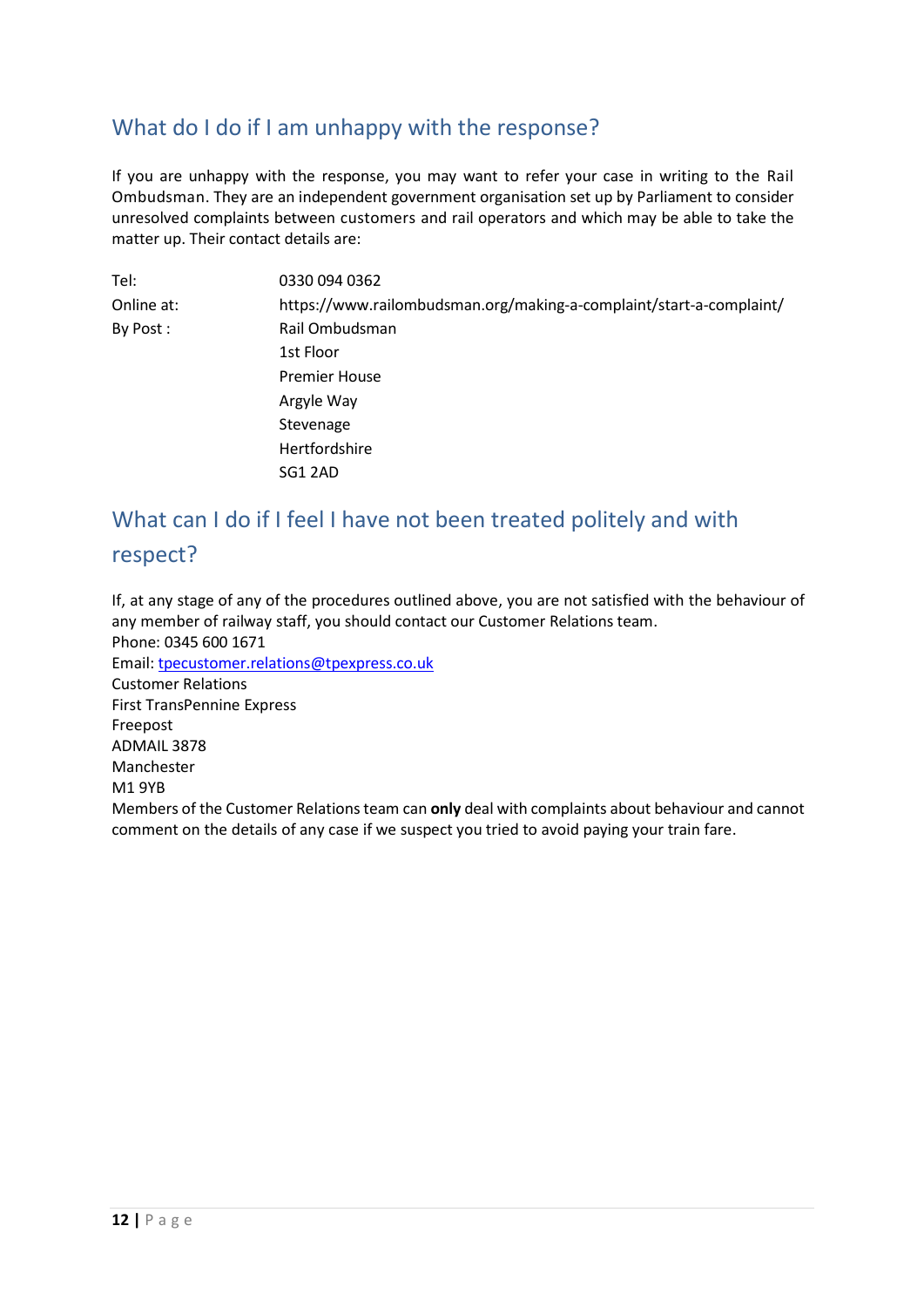## What do I do if I am unhappy with the response?

If you are unhappy with the response, you may want to refer your case in writing to the Rail Ombudsman. They are an independent government organisation set up by Parliament to consider unresolved complaints between customers and rail operators and which may be able to take the matter up. Their contact details are:

| | |
|---|---|
| Tel: | 0330 094 0362 |
| Online at: | https://www.railombudsman.org/making-a-complaint/start-a-complaint/ |
| By Post : | Rail Ombudsman<br>1st Floor<br>Premier House<br>Argyle Way<br>Stevenage<br>Hertfordshire<br>SG1 2AD |

## What can I do if I feel I have not been treated politely and with respect?

If, at any stage of any of the procedures outlined above, you are not satisfied with the behaviour of any member of railway staff, you should contact our Customer Relations team.
Phone: 0345 600 1671
Email: tpecustomer.relations@tpexpress.co.uk
Customer Relations
First TransPennine Express
Freepost
ADMAIL 3878
Manchester
M1 9YB
Members of the Customer Relations team can **only** deal with complaints about behaviour and cannot comment on the details of any case if we suspect you tried to avoid paying your train fare.